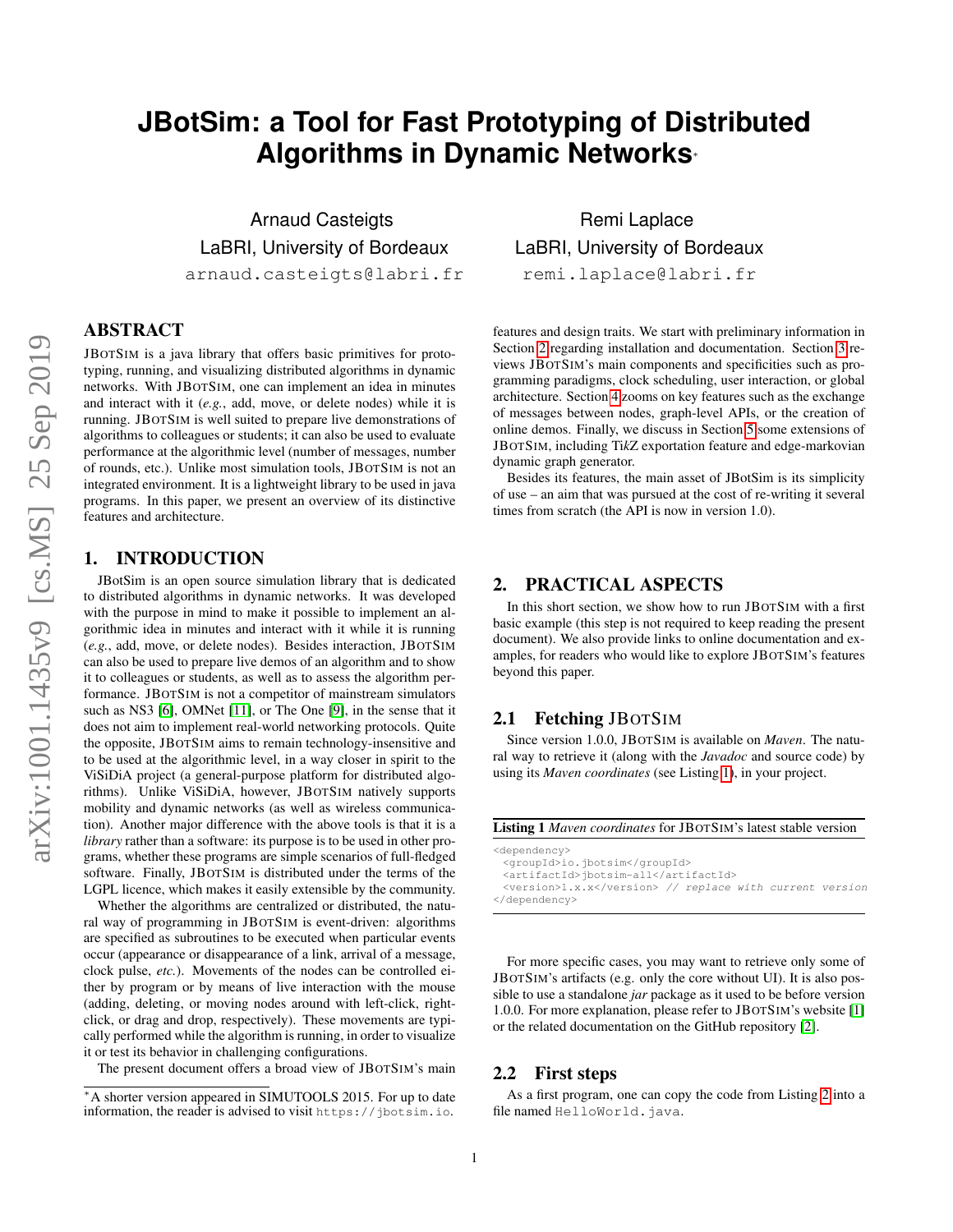# JBotSim: a Tool for Fast Prototyping of Distributed Algorithms in Dynamic Networks*

Arnaud Casteigts
LaBRI, University of Bordeaux
arnaud.casteigts@labri.fr

Remi Laplace
LaBRI, University of Bordeaux
remi.laplace@labri.fr

## ABSTRACT

JBotSim is a java library that offers basic primitives for prototyping, running, and visualizing distributed algorithms in dynamic networks. With JBotSim, one can implement an idea in minutes and interact with it (*e.g.*, add, move, or delete nodes) while it is running. JBotSim is well suited to prepare live demonstrations of algorithms to colleagues or students; it can also be used to evaluate performance at the algorithmic level (number of messages, number of rounds, etc.). Unlike most simulation tools, JBotSim is not an integrated environment. It is a lightweight library to be used in java programs. In this paper, we present an overview of its distinctive features and architecture.

## 1. INTRODUCTION

JBotSim is an open source simulation library that is dedicated to distributed algorithms in dynamic networks. It was developed with the purpose in mind to make it possible to implement an algorithmic idea in minutes and interact with it while it is running (*e.g.*, add, move, or delete nodes). Besides interaction, JBotSim can also be used to prepare live demos of an algorithm and to show it to colleagues or students, as well as to assess the algorithm performance. JBotSim is not a competitor of mainstream simulators such as NS3 [6], OMNet [11], or The One [9], in the sense that it does not aim to implement real-world networking protocols. Quite the opposite, JBotSim aims to remain technology-insensitive and to be used at the algorithmic level, in a way closer in spirit to the ViSiDiA project (a general-purpose platform for distributed algorithms). Unlike ViSiDiA, however, JBotSim natively supports mobility and dynamic networks (as well as wireless communication). Another major difference with the above tools is that it is a *library* rather than a software: its purpose is to be used in other programs, whether these programs are simple scenarios of full-fledged software. Finally, JBotSim is distributed under the terms of the LGPL licence, which makes it easily extensible by the community.

Whether the algorithms are centralized or distributed, the natural way of programming in JBotSim is event-driven: algorithms are specified as subroutines to be executed when particular events occur (appearance or disappearance of a link, arrival of a message, clock pulse, *etc.*). Movements of the nodes can be controlled either by program or by means of live interaction with the mouse (adding, deleting, or moving nodes around with left-click, right-click, or drag and drop, respectively). These movements are typically performed while the algorithm is running, in order to visualize it or test its behavior in challenging configurations.

The present document offers a broad view of JBotSim's main features and design traits. We start with preliminary information in Section 2 regarding installation and documentation. Section 3 reviews JBotSim's main components and specificities such as programming paradigms, clock scheduling, user interaction, or global architecture. Section 4 zooms on key features such as the exchange of messages between nodes, graph-level APIs, or the creation of online demos. Finally, we discuss in Section 5 some extensions of JBotSim, including Ti*k*Z exportation feature and edge-markovian dynamic graph generator.

Besides its features, the main asset of JBotSim is its simplicity of use – an aim that was pursued at the cost of re-writing it several times from scratch (the API is now in version 1.0).

## 2. PRACTICAL ASPECTS

In this short section, we show how to run JBotSim with a first basic example (this step is not required to keep reading the present document). We also provide links to online documentation and examples, for readers who would like to explore JBotSim's features beyond this paper.

### 2.1 Fetching JBotSim

Since version 1.0.0, JBotSim is available on *Maven*. The natural way to retrieve it (along with the *Javadoc* and source code) by using its *Maven coordinates* (see Listing 1), in your project.

**Listing 1** *Maven coordinates* for JBotSim's latest stable version

```
<dependency>
  <groupId>io.jbotsim</groupId>
  <artifactId>jbotsim-all</artifactId>
  <version>1.x.x</version> // replace with current version
</dependency>
```

For more specific cases, you may want to retrieve only some of JBotSim's artifacts (e.g. only the core without UI). It is also possible to use a standalone *jar* package as it used to be before version 1.0.0. For more explanation, please refer to JBotSim's website [1] or the related documentation on the GitHub repository [2].

### 2.2 First steps

As a first program, one can copy the code from Listing 2 into a file named `HelloWorld.java`.

*A shorter version appeared in SIMUTOOLS 2015. For up to date information, the reader is advised to visit `https://jbotsim.io`.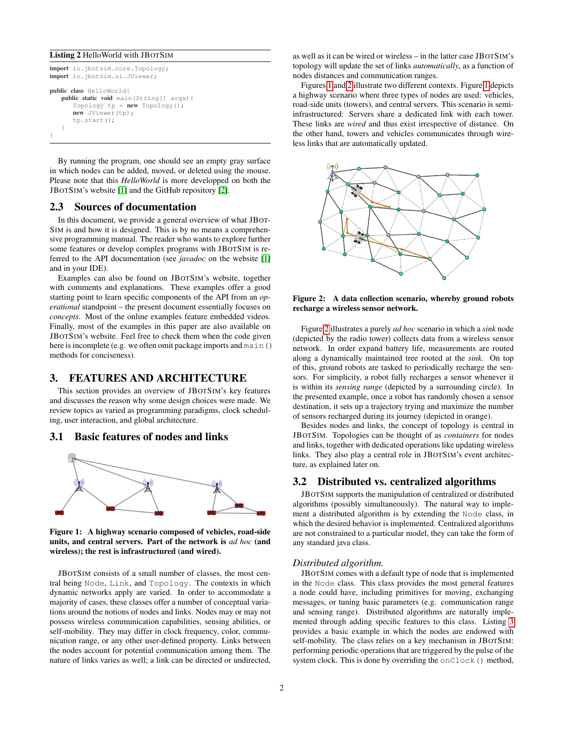**Listing 2** HelloWorld with JBotSim

```
import io.jbotsim.core.Topology;
import io.jbotsim.ui.JViewer;

public class HelloWorld{
    public static void main(String[] args){
        Topology tp = new Topology();
        new JViewer(tp);
        tp.start();
    }
}
```

By running the program, one should see an empty gray surface in which nodes can be added, moved, or deleted using the mouse. Please note that this *HelloWorld* is more developped on both the JBotSim's website [1] and the GitHub repository [2].

## 2.3 Sources of documentation

In this document, we provide a general overview of what JBotSim is and how it is designed. This is by no means a comprehensive programming manual. The reader who wants to explore further some features or develop complex programs with JBotSim is referred to the API documentation (see *javadoc* on the website [1] and in your IDE).

Examples can also be found on JBotSim's website, together with comments and explanations. These examples offer a good starting point to learn specific components of the API from an *operational* standpoint – the present document essentially focuses on *concepts*. Most of the online examples feature embedded videos. Finally, most of the examples in this paper are also available on JBotSim's website. Feel free to check them when the code given here is incomplete (e.g. we often omit package imports and `main()` methods for conciseness).

# 3. FEATURES AND ARCHITECTURE

This section provides an overview of JBotSim's key features and discusses the reason why some design choices were made. We review topics as varied as programming paradigms, clock scheduling, user interaction, and global architecture.

## 3.1 Basic features of nodes and links

**Figure 1: A highway scenario composed of vehicles, road-side units, and central servers. Part of the network is *ad hoc* (and wireless); the rest is infrastructured (and wired).**

JBotSim consists of a small number of classes, the most central being `Node`, `Link`, and `Topology`. The contexts in which dynamic networks apply are varied. In order to accommodate a majority of cases, these classes offer a number of conceptual variations around the notions of nodes and links. Nodes may or may not possess wireless communication capabilities, sensing abilities, or self-mobility. They may differ in clock frequency, color, communication range, or any other user-defined property. Links between the nodes account for potential communication among them. The nature of links varies as well; a link can be directed or undirected, as well as it can be wired or wireless – in the latter case JBotSim's topology will update the set of links *automatically*, as a function of nodes distances and communication ranges.

Figures 1 and 2 illustrate two different contexts. Figure 1 depicts a highway scenario where three types of nodes are used: vehicles, road-side units (towers), and central servers. This scenario is semi-infrastructured: Servers share a dedicated link with each tower. These links are *wired* and thus exist irrespective of distance. On the other hand, towers and vehicles communicates through wireless links that are automatically updated.

**Figure 2: A data collection scenario, whereby ground robots recharge a wireless sensor network.**

Figure 2 illustrates a purely *ad hoc* scenario in which a *sink* node (depicted by the radio tower) collects data from a wireless sensor network. In order expand battery life, measurements are routed along a dynamically maintained tree rooted at the *sink*. On top of this, ground robots are tasked to periodically recharge the sensors. For simplicity, a robot fully recharges a sensor whenever it is within its *sensing range* (depicted by a surrounding circle). In the presented example, once a robot has randomly chosen a sensor destination, it sets up a trajectory trying and maximize the number of sensors recharged during its journey (depicted in orange).

Besides nodes and links, the concept of topology is central in JBotSim. Topologies can be thought of as *containers* for nodes and links, together with dedicated operations like updating wireless links. They also play a central role in JBotSim's event architecture, as explained later on.

## 3.2 Distributed vs. centralized algorithms

JBotSim supports the manipulation of centralized or distributed algorithms (possibly simultaneously). The natural way to implement a distributed algorithm is by extending the `Node` class, in which the desired behavior is implemented. Centralized algorithms are not constrained to a particular model, they can take the form of any standard java class.

### *Distributed algorithm.*

JBotSim comes with a default type of node that is implemented in the `Node` class. This class provides the most general features a node could have, including primitives for moving, exchanging messages, or tuning basic parameters (e.g. communication range and sensing range). Distributed algorithms are naturally implemented through adding specific features to this class. Listing 3 provides a basic example in which the nodes are endowed with self-mobility. The class relies on a key mechanism in JBotSim: performing periodic operations that are triggered by the pulse of the system clock. This is done by overriding the `onClock()` method,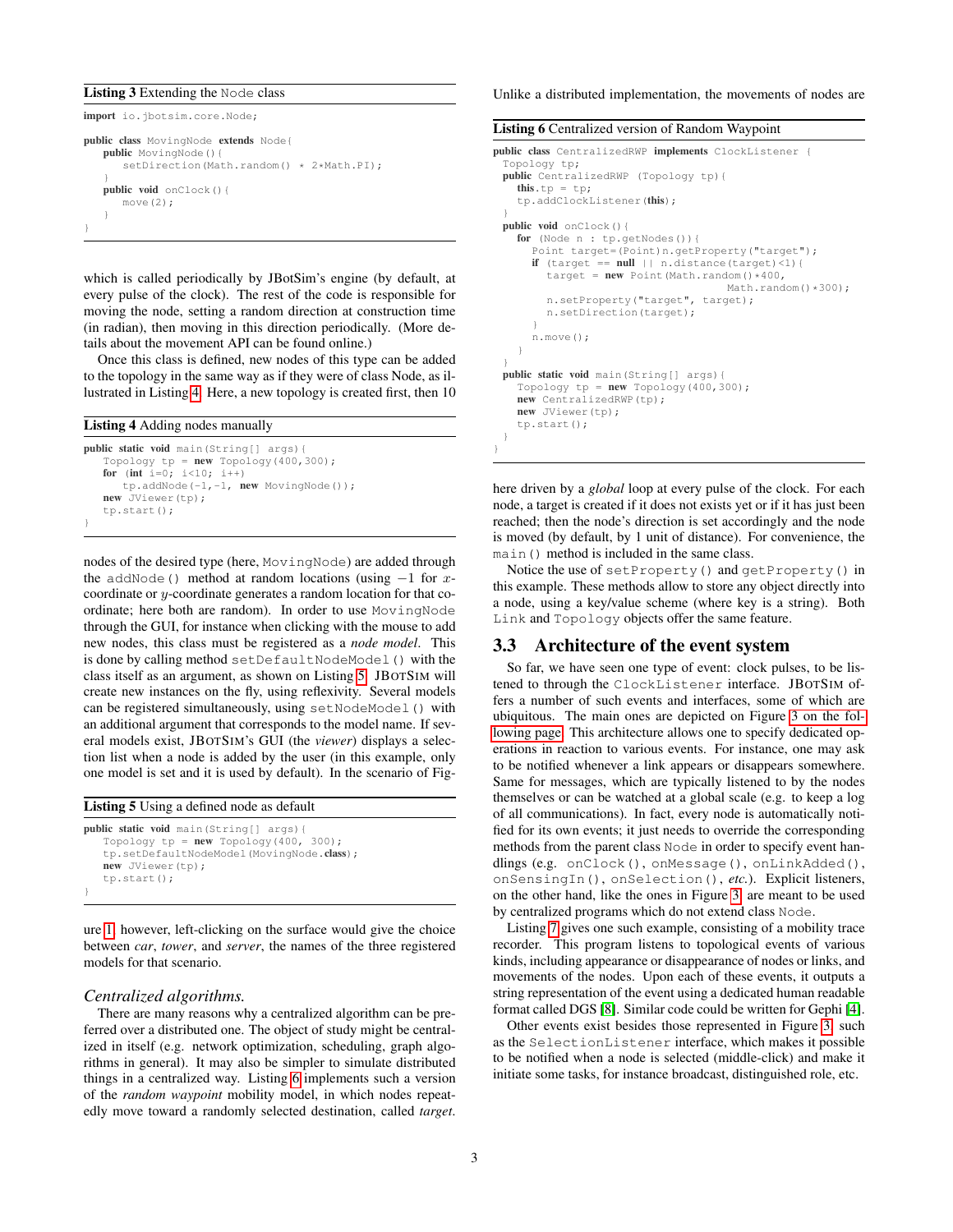**Listing 3** Extending the `Node` class

```
import io.jbotsim.core.Node;

public class MovingNode extends Node{
    public MovingNode(){
        setDirection(Math.random() * 2*Math.PI);
    }
    public void onClock(){
        move(2);
    }
}
```

which is called periodically by JBotSim's engine (by default, at every pulse of the clock). The rest of the code is responsible for moving the node, setting a random direction at construction time (in radian), then moving in this direction periodically. (More details about the movement API can be found online.)

Once this class is defined, new nodes of this type can be added to the topology in the same way as if they were of class Node, as illustrated in Listing 4. Here, a new topology is created first, then 10 nodes of the desired type (here, `MovingNode`) are added through the `addNode()` method at random locations (using $-1$ for $x$-coordinate or $y$-coordinate generates a random location for that coordinate; here both are random). In order to use `MovingNode` through the GUI, for instance when clicking with the mouse to add new nodes, this class must be registered as a *node model*. This is done by calling method `setDefaultNodeModel()` with the class itself as an argument, as shown on Listing 5. JBotSim will create new instances on the fly, using reflexivity. Several models can be registered simultaneously, using `setNodeModel()` with an additional argument that corresponds to the model name. If several models exist, JBotSim's GUI (the *viewer*) displays a selection list when a node is added by the user (in this example, only one model is set and it is used by default). In the scenario of Figure 1, however, left-clicking on the surface would give the choice between *car*, *tower*, and *server*, the names of the three registered models for that scenario.

**Listing 4** Adding nodes manually

```
public static void main(String[] args){
    Topology tp = new Topology(400,300);
    for (int i=0; i<10; i++)
        tp.addNode(-1,-1, new MovingNode());
    new JViewer(tp);
    tp.start();
}
```

**Listing 5** Using a defined node as default

```
public static void main(String[] args){
    Topology tp = new Topology(400, 300);
    tp.setDefaultNodeModel(MovingNode.class);
    new JViewer(tp);
    tp.start();
}
```

### *Centralized algorithms.*

There are many reasons why a centralized algorithm can be preferred over a distributed one. The object of study might be centralized in itself (e.g. network optimization, scheduling, graph algorithms in general). It may also be simpler to simulate distributed things in a centralized way. Listing 6 implements such a version of the *random waypoint* mobility model, in which nodes repeatedly move toward a randomly selected destination, called *target*. Unlike a distributed implementation, the movements of nodes are here driven by a *global* loop at every pulse of the clock. For each node, a target is created if it does not exists yet or if it has just been reached; then the node's direction is set accordingly and the node is moved (by default, by 1 unit of distance). For convenience, the `main()` method is included in the same class.

**Listing 6** Centralized version of Random Waypoint

```
public class CentralizedRWP implements ClockListener {
  Topology tp;
  public CentralizedRWP (Topology tp){
    this.tp = tp;
    tp.addClockListener(this);
  }
  public void onClock(){
    for (Node n : tp.getNodes()){
      Point target=(Point)n.getProperty("target");
      if (target == null || n.distance(target)<1){
        target = new Point(Math.random()*400,
                           Math.random()*300);
        n.setProperty("target", target);
        n.setDirection(target);
      }
      n.move();
    }
  }
  public static void main(String[] args){
    Topology tp = new Topology(400,300);
    new CentralizedRWP(tp);
    new JViewer(tp);
    tp.start();
  }
}
```

Notice the use of `setProperty()` and `getProperty()` in this example. These methods allow to store any object directly into a node, using a key/value scheme (where key is a string). Both `Link` and `Topology` objects offer the same feature.

## 3.3 Architecture of the event system

So far, we have seen one type of event: clock pulses, to be listened to through the `ClockListener` interface. JBotSim offers a number of such events and interfaces, some of which are ubiquitous. The main ones are depicted on Figure 3 on the following page. This architecture allows one to specify dedicated operations in reaction to various events. For instance, one may ask to be notified whenever a link appears or disappears somewhere. Same for messages, which are typically listened to by the nodes themselves or can be watched at a global scale (e.g. to keep a log of all communications). In fact, every node is automatically notified for its own events; it just needs to override the corresponding methods from the parent class `Node` in order to specify event handlings (e.g. `onClock()`, `onMessage()`, `onLinkAdded()`, `onSensingIn()`, `onSelection()`, *etc.*). Explicit listeners, on the other hand, like the ones in Figure 3, are meant to be used by centralized programs which do not extend class `Node`.

Listing 7 gives one such example, consisting of a mobility trace recorder. This program listens to topological events of various kinds, including appearance or disappearance of nodes or links, and movements of the nodes. Upon each of these events, it outputs a string representation of the event using a dedicated human readable format called DGS [8]. Similar code could be written for Gephi [4].

Other events exist besides those represented in Figure 3, such as the `SelectionListener` interface, which makes it possible to be notified when a node is selected (middle-click) and make it initiate some tasks, for instance broadcast, distinguished role, etc.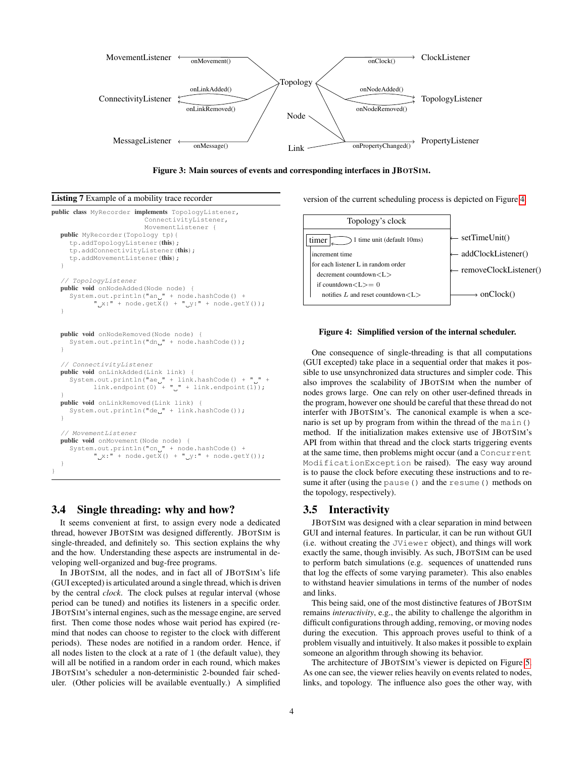Figure 3: **Main sources of events and corresponding interfaces in JBotSim.**

**Listing 7** Example of a mobility trace recorder

```
public class MyRecorder implements TopologyListener,
                        ConnectivityListener,
                        MovementListener {
  public MyRecorder(Topology tp){
    tp.addTopologyListener(this);
    tp.addConnectivityListener(this);
    tp.addMovementListener(this);
  }

  // TopologyListener
  public void onNodeAdded(Node node) {
    System.out.println("an " + node.hashCode() +
          " x:" + node.getX() + " y:" + node.getY());
  }


  public void onNodeRemoved(Node node) {
    System.out.println("dn " + node.hashCode());
  }

  // ConnectivityListener
  public void onLinkAdded(Link link) {
    System.out.println("ae " + link.hashCode() + " " +
          link.endpoint(0) + " " + link.endpoint(1));
  }
  public void onLinkRemoved(Link link) {
    System.out.println("de " + link.hashCode());
  }

  // MovementListener
  public void onMovement(Node node) {
    System.out.println("cn " + node.hashCode() +
          " x:" + node.getX() + " y:" + node.getY());
  }
}
```

## 3.4 Single threading: why and how?

It seems convenient at first, to assign every node a dedicated thread, however JBotSim was designed differently. JBotSim is single-threaded, and definitely so. This section explains the why and the how. Understanding these aspects are instrumental in developing well-organized and bug-free programs.

In JBotSim, all the nodes, and in fact all of JBotSim's life (GUI excepted) is articulated around a single thread, which is driven by the central *clock*. The clock pulses at regular interval (whose period can be tuned) and notifies its listeners in a specific order. JBotSim's internal engines, such as the message engine, are served first. Then come those nodes whose wait period has expired (remind that nodes can choose to register to the clock with different periods). These nodes are notified in a random order. Hence, if all nodes listen to the clock at a rate of 1 (the default value), they will all be notified in a random order in each round, which makes JBotSim's scheduler a non-deterministic 2-bounded fair scheduler. (Other policies will be available eventually.) A simplified version of the current scheduling process is depicted on Figure 4.

Figure 4: **Simplified version of the internal scheduler.**

One consequence of single-threading is that all computations (GUI excepted) take place in a sequential order that makes it possible to use unsynchronized data structures and simpler code. This also improves the scalability of JBotSim when the number of nodes grows large. One can rely on other user-defined threads in the program, however one should be careful that these thread do not interfer with JBotSim's. The canonical example is when a scenario is set up by program from within the thread of the `main()` method. If the initialization makes extensive use of JBotSim's API from within that thread and the clock starts triggering events at the same time, then problems might occur (and a `ConcurrentModificationException` be raised). The easy way around is to pause the clock before executing these instructions and to resume it after (using the `pause()` and the `resume()` methods on the topology, respectively).

## 3.5 Interactivity

JBotSim was designed with a clear separation in mind between GUI and internal features. In particular, it can be run without GUI (i.e. without creating the `JViewer` object), and things will work exactly the same, though invisibly. As such, JBotSim can be used to perform batch simulations (e.g. sequences of unattended runs that log the effects of some varying parameter). This also enables to withstand heavier simulations in terms of the number of nodes and links.

This being said, one of the most distinctive features of JBotSim remains *interactivity*, e.g., the ability to challenge the algorithm in difficult configurations through adding, removing, or moving nodes during the execution. This approach proves useful to think of a problem visually and intuitively. It also makes it possible to explain someone an algorithm through showing its behavior.

The architecture of JBotSim's viewer is depicted on Figure 5. As one can see, the viewer relies heavily on events related to nodes, links, and topology. The influence also goes the other way, with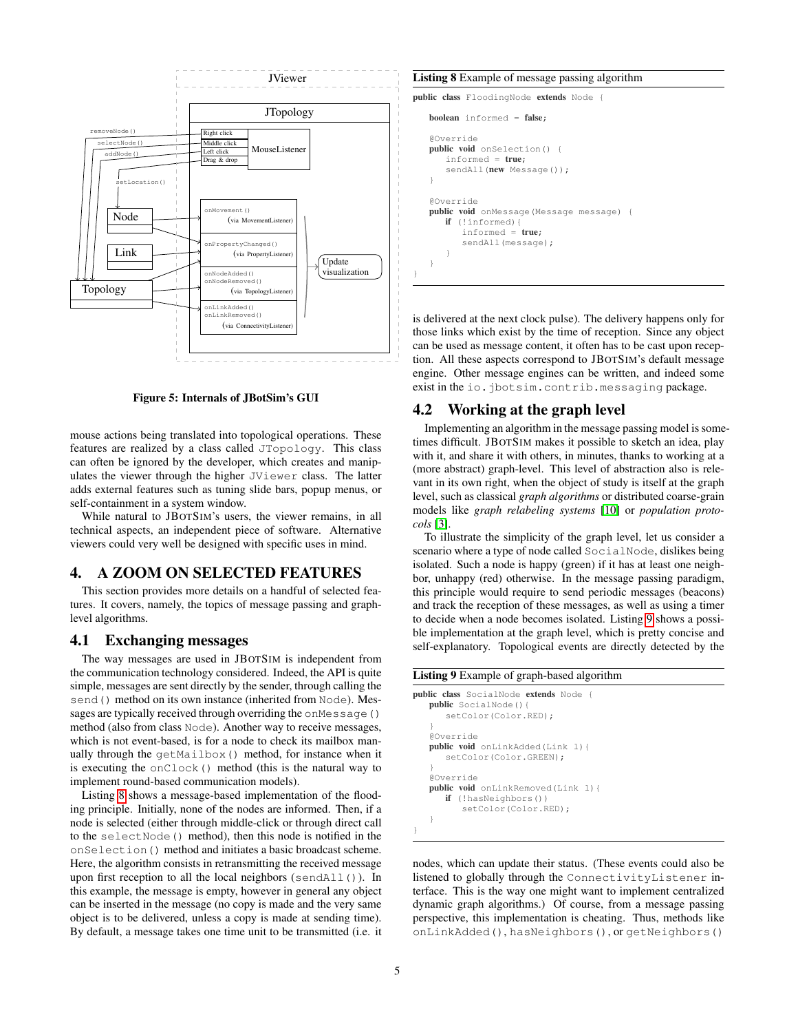**Figure 5: Internals of JBotSim's GUI**

mouse actions being translated into topological operations. These features are realized by a class called `JTopology`. This class can often be ignored by the developer, which creates and manipulates the viewer through the higher `JViewer` class. The latter adds external features such as tuning slide bars, popup menus, or self-containment in a system window.

While natural to JBOTSIM's users, the viewer remains, in all technical aspects, an independent piece of software. Alternative viewers could very well be designed with specific uses in mind.

# 4. A ZOOM ON SELECTED FEATURES

This section provides more details on a handful of selected features. It covers, namely, the topics of message passing and graph-level algorithms.

## 4.1 Exchanging messages

The way messages are used in JBOTSIM is independent from the communication technology considered. Indeed, the API is quite simple, messages are sent directly by the sender, through calling the `send()` method on its own instance (inherited from `Node`). Messages are typically received through overriding the `onMessage()` method (also from class `Node`). Another way to receive messages, which is not event-based, is for a node to check its mailbox manually through the `getMailbox()` method, for instance when it is executing the `onClock()` method (this is the natural way to implement round-based communication models).

Listing 8 shows a message-based implementation of the flooding principle. Initially, none of the nodes are informed. Then, if a node is selected (either through middle-click or through direct call to the `selectNode()` method), then this node is notified in the `onSelection()` method and initiates a basic broadcast scheme. Here, the algorithm consists in retransmitting the received message upon first reception to all the local neighbors (`sendAll()`). In this example, the message is empty, however in general any object can be inserted in the message (no copy is made and the very same object is to be delivered, unless a copy is made at sending time). By default, a message takes one time unit to be transmitted (i.e. it is delivered at the next clock pulse). The delivery happens only for those links which exist by the time of reception. Since any object can be used as message content, it often has to be cast upon reception. All these aspects correspond to JBOTSIM's default message engine. Other message engines can be written, and indeed some exist in the `io.jbotsim.contrib.messaging` package.

**Listing 8** Example of message passing algorithm

```
public class FloodingNode extends Node {

    boolean informed = false;

    @Override
    public void onSelection() {
        informed = true;
        sendAll(new Message());
    }

    @Override
    public void onMessage(Message message) {
        if (!informed){
            informed = true;
            sendAll(message);
        }
    }
}
```

## 4.2 Working at the graph level

Implementing an algorithm in the message passing model is sometimes difficult. JBOTSIM makes it possible to sketch an idea, play with it, and share it with others, in minutes, thanks to working at a (more abstract) graph-level. This level of abstraction also is relevant in its own right, when the object of study is itself at the graph level, such as classical *graph algorithms* or distributed coarse-grain models like *graph relabeling systems* [10] or *population protocols* [3].

To illustrate the simplicity of the graph level, let us consider a scenario where a type of node called `SocialNode`, dislikes being isolated. Such a node is happy (green) if it has at least one neighbor, unhappy (red) otherwise. In the message passing paradigm, this principle would require to send periodic messages (beacons) and track the reception of these messages, as well as using a timer to decide when a node becomes isolated. Listing 9 shows a possible implementation at the graph level, which is pretty concise and self-explanatory. Topological events are directly detected by the nodes, which can update their status. (These events could also be listened to globally through the `ConnectivityListener` interface. This is the way one might want to implement centralized dynamic graph algorithms.) Of course, from a message passing perspective, this implementation is cheating. Thus, methods like `onLinkAdded()`, `hasNeighbors()`, or `getNeighbors()`

**Listing 9** Example of graph-based algorithm

```
public class SocialNode extends Node {
    public SocialNode(){
        setColor(Color.RED);
    }
    @Override
    public void onLinkAdded(Link l){
        setColor(Color.GREEN);
    }
    @Override
    public void onLinkRemoved(Link l){
        if (!hasNeighbors())
            setColor(Color.RED);
    }
}
```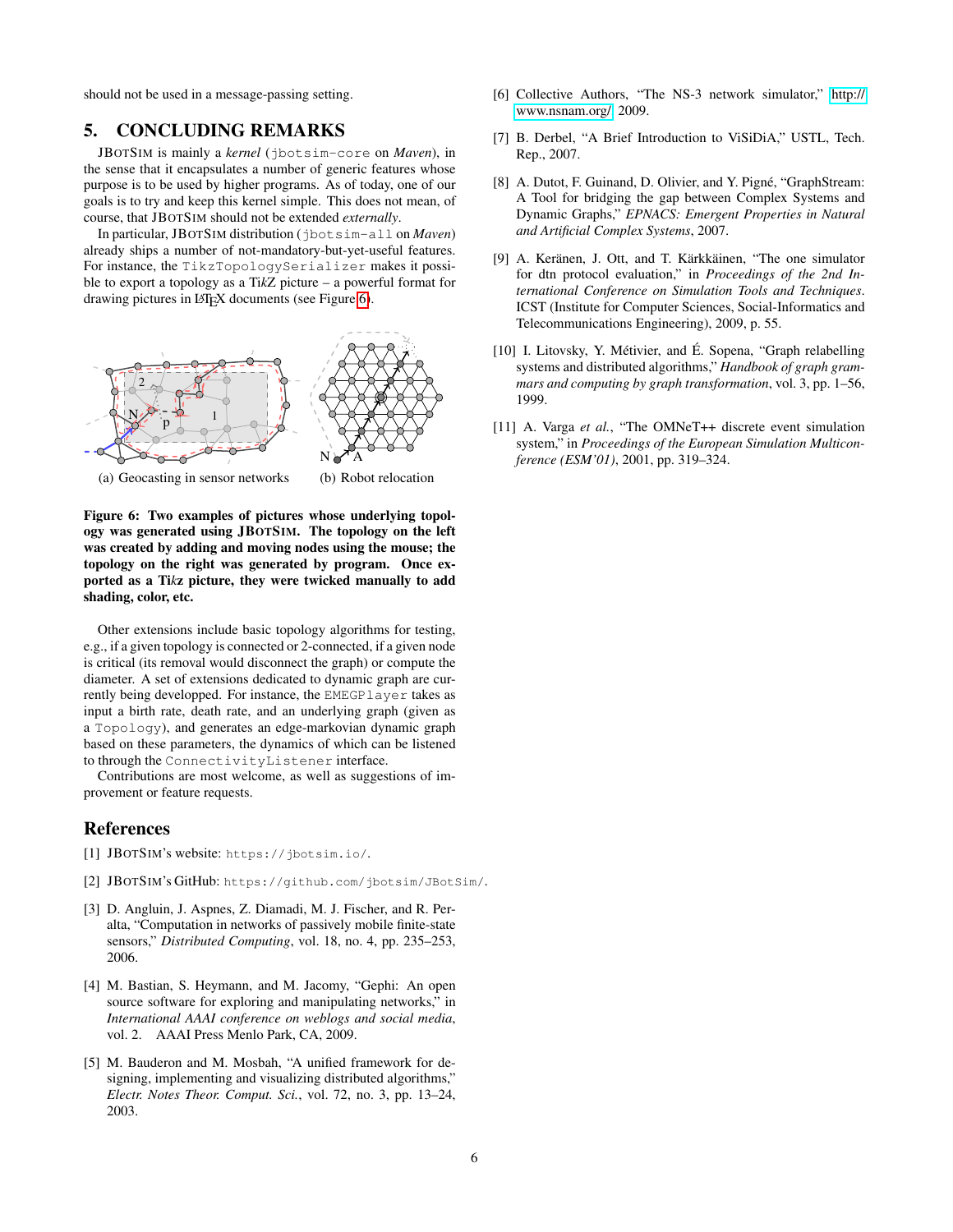should not be used in a message-passing setting.

## 5. CONCLUDING REMARKS

JBotSim is mainly a *kernel* (`jbotsim-core` on *Maven*), in the sense that it encapsulates a number of generic features whose purpose is to be used by higher programs. As of today, one of our goals is to try and keep this kernel simple. This does not mean, of course, that JBotSim should not be extended *externally*.

In particular, JBotSim distribution (`jbotsim-all` on *Maven*) already ships a number of not-mandatory-but-yet-useful features. For instance, the `TikzTopologySerializer` makes it possible to export a topology as a Ti*k*Z picture – a powerful format for drawing pictures in LaTeX documents (see Figure 6).

2
N
p
1

(a) Geocasting in sensor networks

N
A

(b) Robot relocation

**Figure 6: Two examples of pictures whose underlying topology was generated using JBotSim. The topology on the left was created by adding and moving nodes using the mouse; the topology on the right was generated by program. Once exported as a Ti*k*z picture, they were twicked manually to add shading, color, etc.**

Other extensions include basic topology algorithms for testing, e.g., if a given topology is connected or 2-connected, if a given node is critical (its removal would disconnect the graph) or compute the diameter. A set of extensions dedicated to dynamic graph are currently being developped. For instance, the `EMEGPlayer` takes as input a birth rate, death rate, and an underlying graph (given as a `Topology`), and generates an edge-markovian dynamic graph based on these parameters, the dynamics of which can be listened to through the `ConnectivityListener` interface.

Contributions are most welcome, as well as suggestions of improvement or feature requests.

## References

[1] JBotSim's website: `https://jbotsim.io/`.

[2] JBotSim's GitHub: `https://github.com/jbotsim/JBotSim/`.

[3] D. Angluin, J. Aspnes, Z. Diamadi, M. J. Fischer, and R. Peralta, "Computation in networks of passively mobile finite-state sensors," *Distributed Computing*, vol. 18, no. 4, pp. 235–253, 2006.

[4] M. Bastian, S. Heymann, and M. Jacomy, "Gephi: An open source software for exploring and manipulating networks," in *International AAAI conference on weblogs and social media*, vol. 2. AAAI Press Menlo Park, CA, 2009.

[5] M. Bauderon and M. Mosbah, "A unified framework for designing, implementing and visualizing distributed algorithms," *Electr. Notes Theor. Comput. Sci.*, vol. 72, no. 3, pp. 13–24, 2003.

[6] Collective Authors, "The NS-3 network simulator," http://www.nsnam.org/, 2009.

[7] B. Derbel, "A Brief Introduction to ViSiDiA," USTL, Tech. Rep., 2007.

[8] A. Dutot, F. Guinand, D. Olivier, and Y. Pigné, "GraphStream: A Tool for bridging the gap between Complex Systems and Dynamic Graphs," *EPNACS: Emergent Properties in Natural and Artificial Complex Systems*, 2007.

[9] A. Keränen, J. Ott, and T. Kärkkäinen, "The one simulator for dtn protocol evaluation," in *Proceedings of the 2nd International Conference on Simulation Tools and Techniques*. ICST (Institute for Computer Sciences, Social-Informatics and Telecommunications Engineering), 2009, p. 55.

[10] I. Litovsky, Y. Métivier, and É. Sopena, "Graph relabelling systems and distributed algorithms," *Handbook of graph grammars and computing by graph transformation*, vol. 3, pp. 1–56, 1999.

[11] A. Varga *et al.*, "The OMNeT++ discrete event simulation system," in *Proceedings of the European Simulation Multiconference (ESM'01)*, 2001, pp. 319–324.